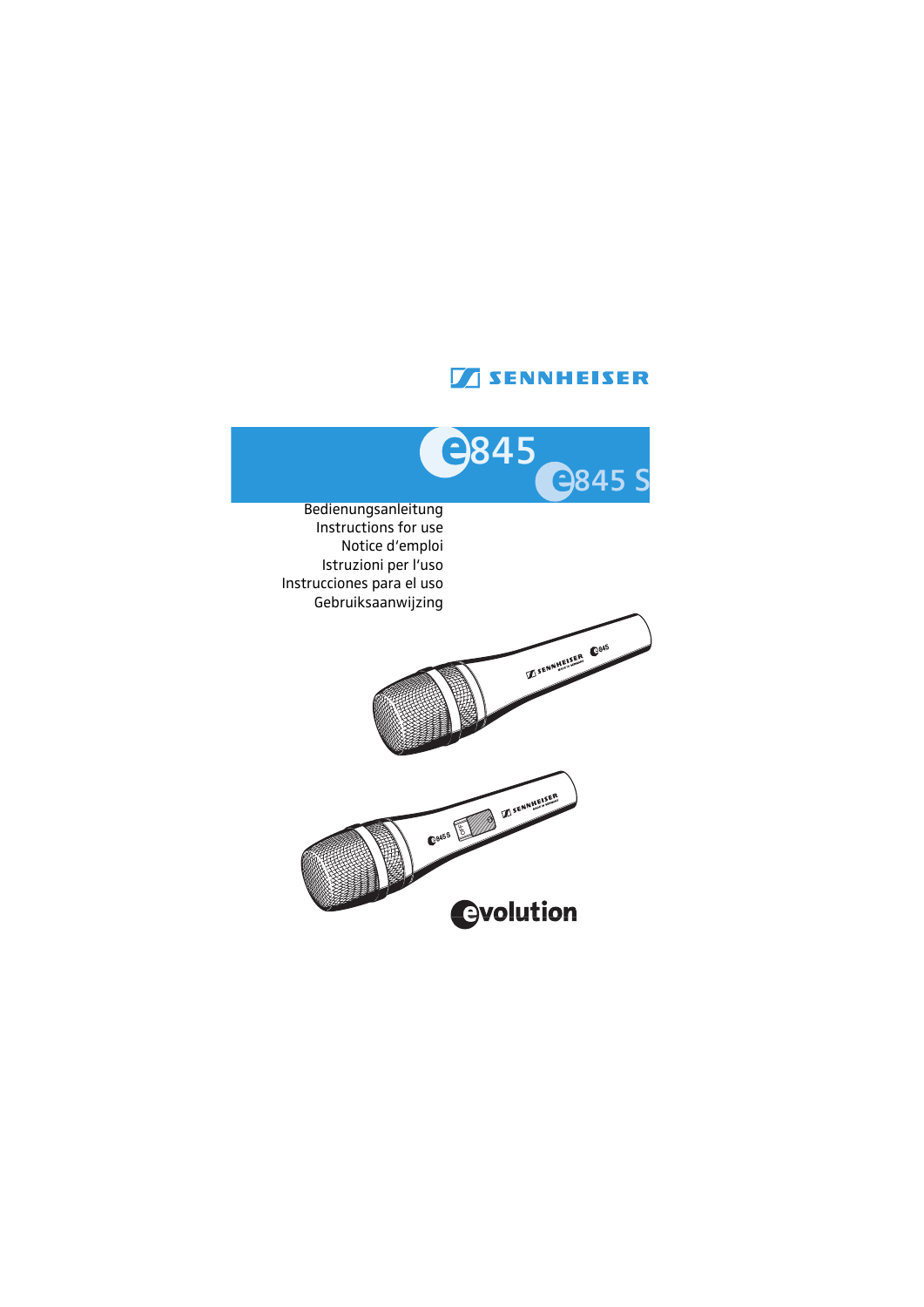SENNHEISER

# e845
# e845 S

Bedienungsanleitung
Instructions for use
Notice d'emploi
Istruzioni per l'uso
Instrucciones para el uso
Gebruiksaanwijzing

evolution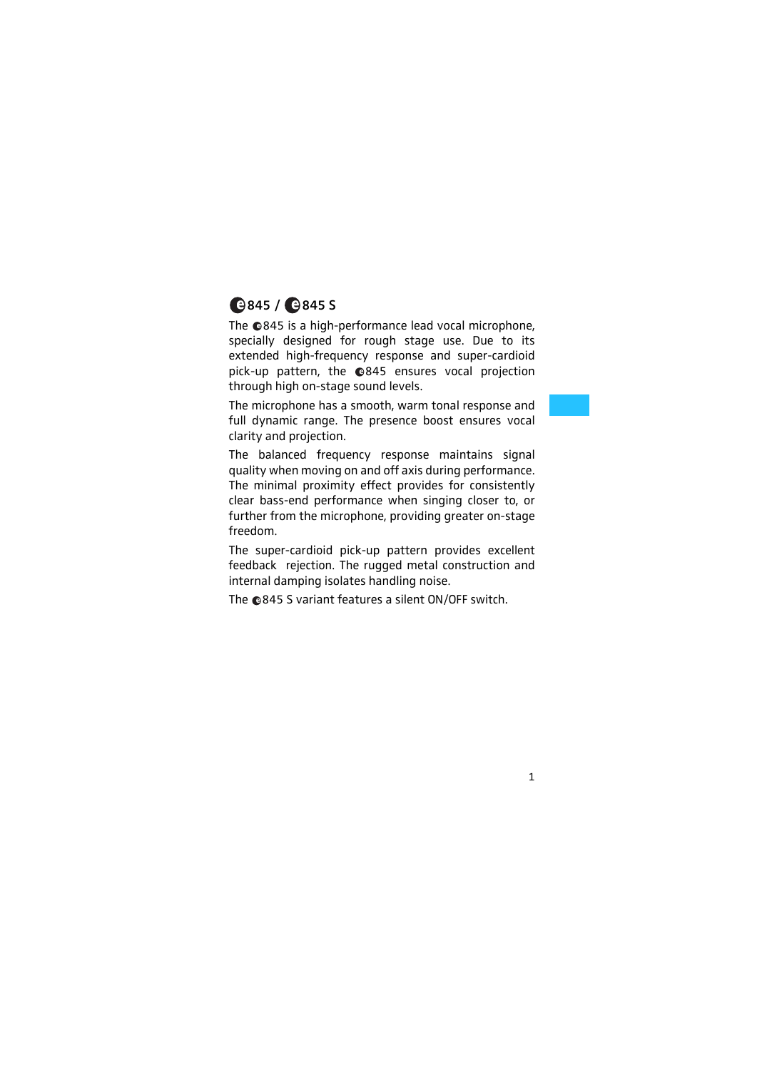# e 845 / e 845 S

The e845 is a high-performance lead vocal microphone, specially designed for rough stage use. Due to its extended high-frequency response and super-cardioid pick-up pattern, the e845 ensures vocal projection through high on-stage sound levels.

The microphone has a smooth, warm tonal response and full dynamic range. The presence boost ensures vocal clarity and projection.

The balanced frequency response maintains signal quality when moving on and off axis during performance. The minimal proximity effect provides for consistently clear bass-end performance when singing closer to, or further from the microphone, providing greater on-stage freedom.

The super-cardioid pick-up pattern provides excellent feedback rejection. The rugged metal construction and internal damping isolates handling noise.

The e845 S variant features a silent ON/OFF switch.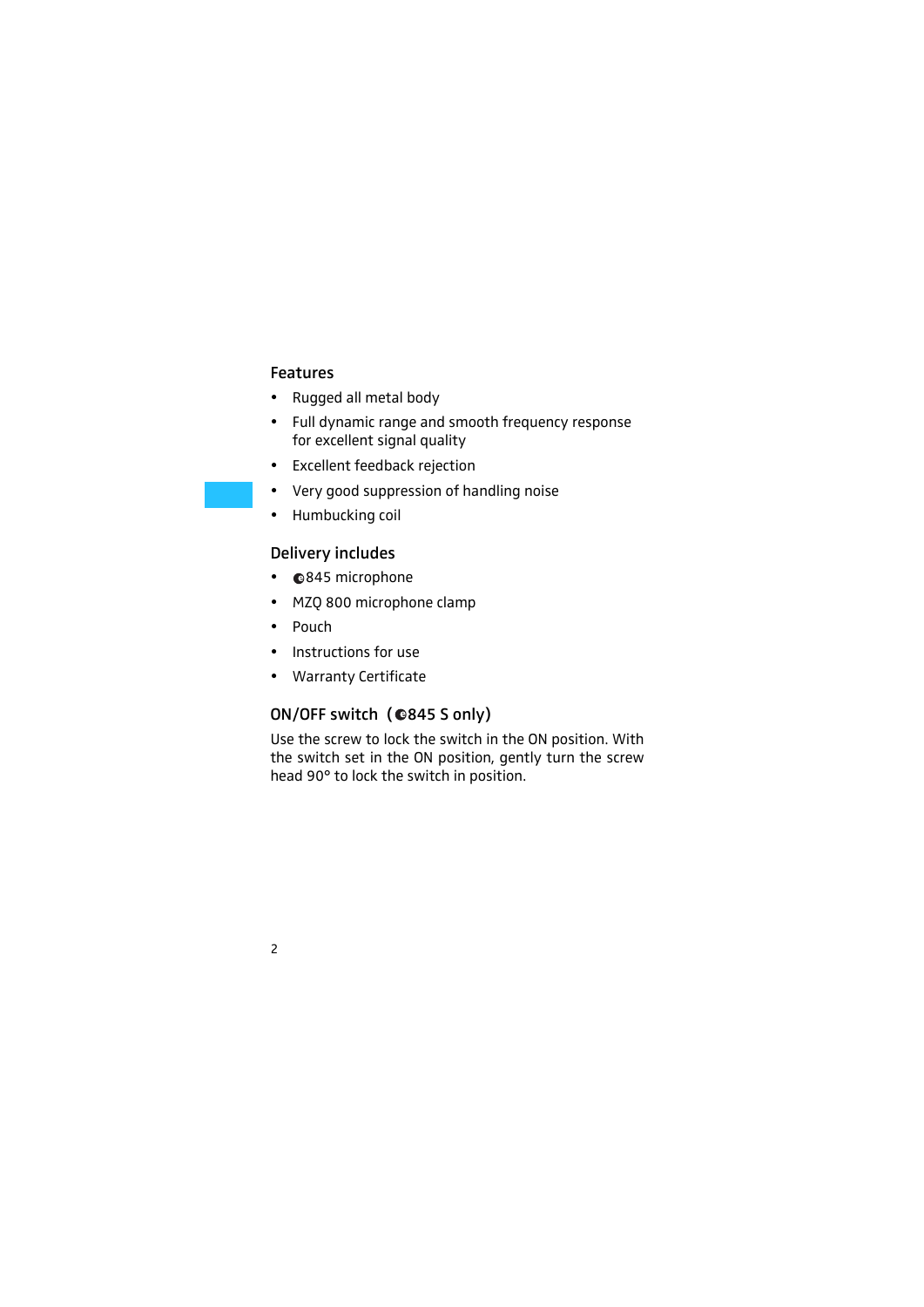## Features

- Rugged all metal body
- Full dynamic range and smooth frequency response for excellent signal quality
- Excellent feedback rejection
- Very good suppression of handling noise
- Humbucking coil

## Delivery includes

- e845 microphone
- MZQ 800 microphone clamp
- Pouch
- Instructions for use
- Warranty Certificate

## ON/OFF switch (e845 S only)

Use the screw to lock the switch in the ON position. With the switch set in the ON position, gently turn the screw head 90° to lock the switch in position.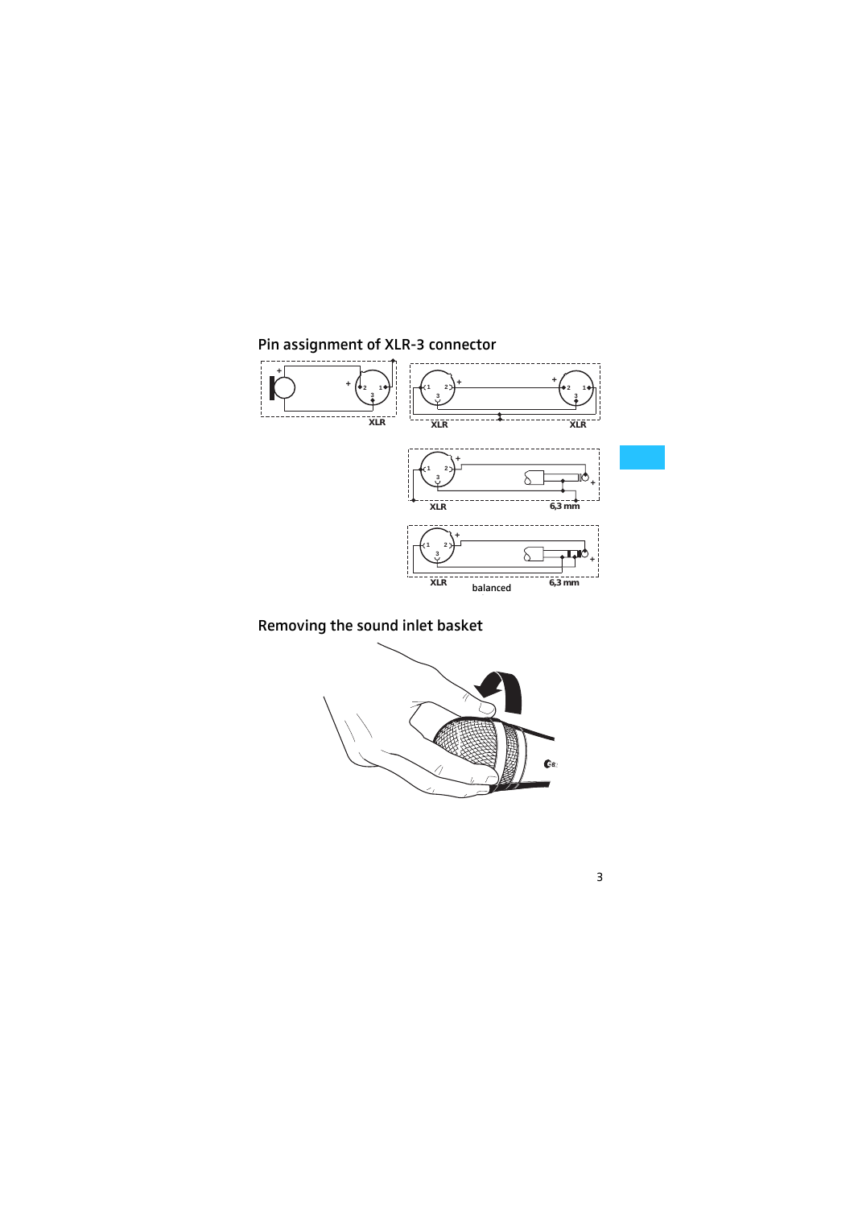## Pin assignment of XLR-3 connector

## Removing the sound inlet basket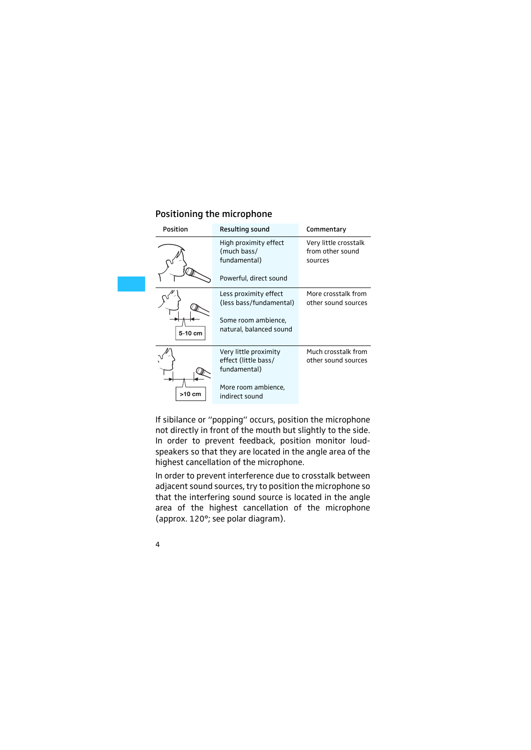## Positioning the microphone

| Position | Resulting sound | Commentary |
|---|---|---|
| | High proximity effect (much bass/ fundamental)<br><br>Powerful, direct sound | Very little crosstalk from other sound sources |
| 5-10 cm | Less proximity effect (less bass/fundamental)<br><br>Some room ambience, natural, balanced sound | More crosstalk from other sound sources |
| >10 cm | Very little proximity effect (little bass/ fundamental)<br><br>More room ambience, indirect sound | Much crosstalk from other sound sources |

If sibilance or "popping" occurs, position the microphone not directly in front of the mouth but slightly to the side. In order to prevent feedback, position monitor loudspeakers so that they are located in the angle area of the highest cancellation of the microphone.

In order to prevent interference due to crosstalk between adjacent sound sources, try to position the microphone so that the interfering sound source is located in the angle area of the highest cancellation of the microphone (approx. 120°; see polar diagram).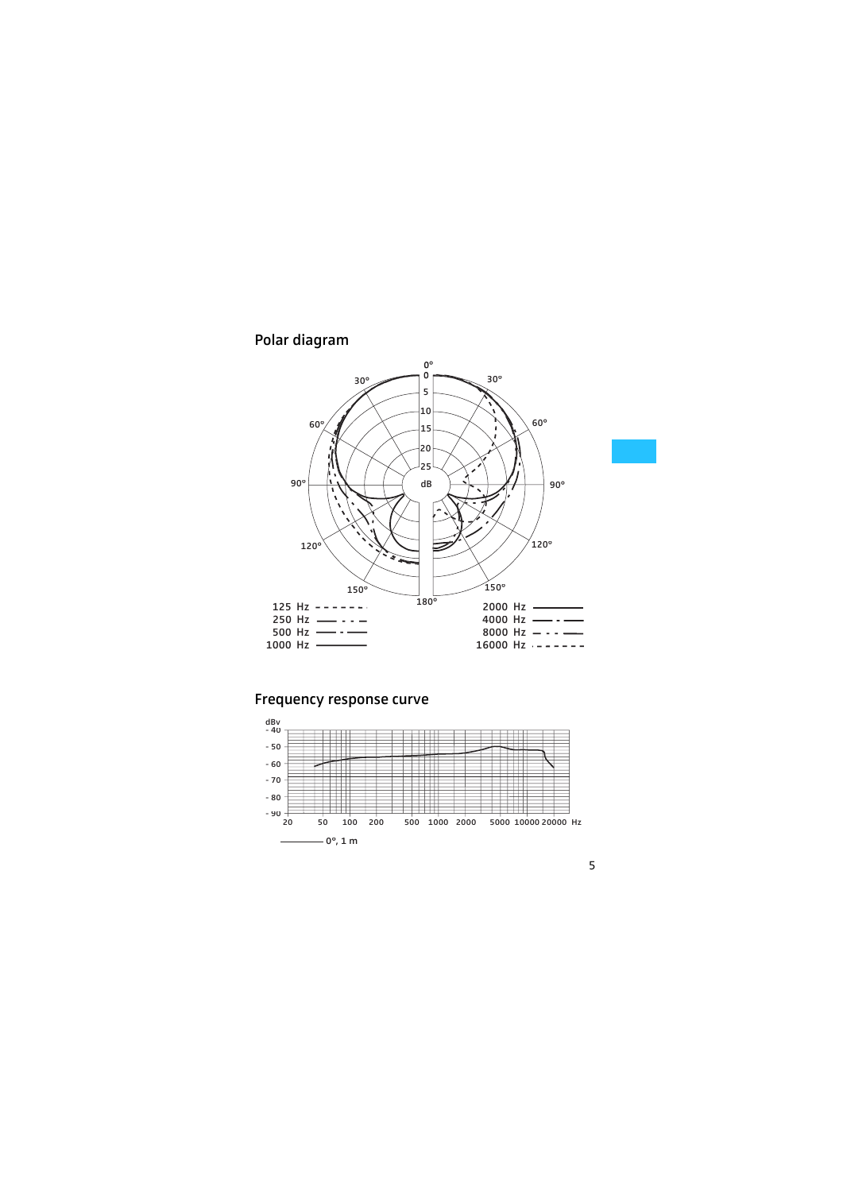## Polar diagram

125 Hz
250 Hz
500 Hz
1000 Hz
2000 Hz
4000 Hz
8000 Hz
16000 Hz

## Frequency response curve

0°, 1 m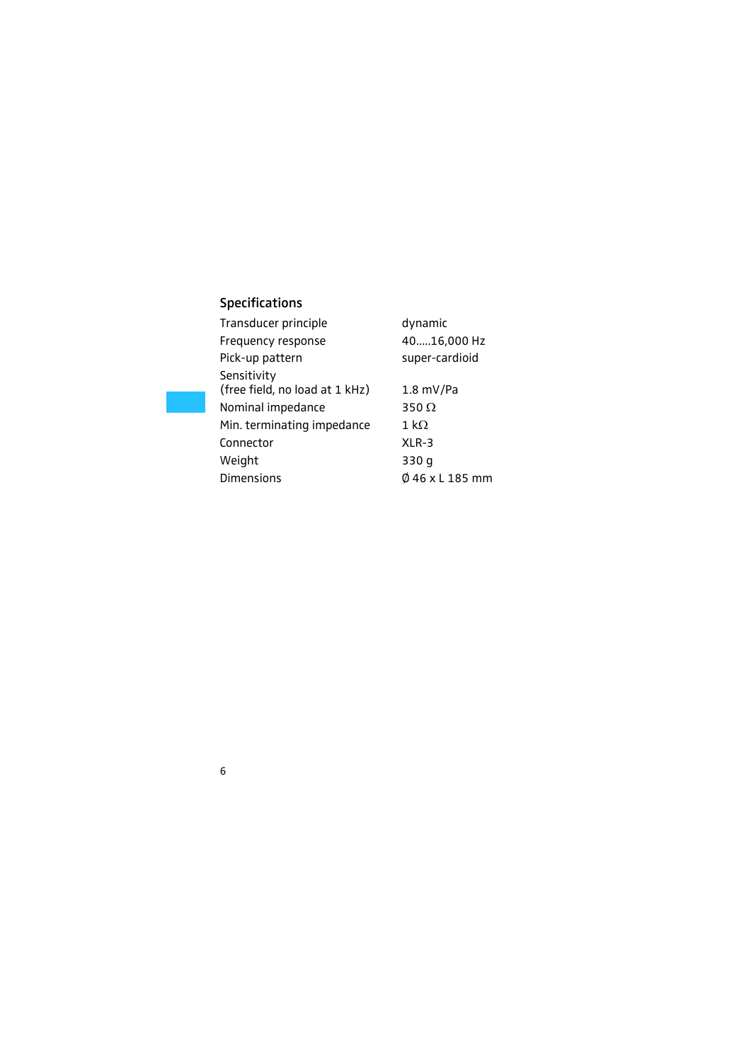## Specifications

| | |
|---|---|
| Transducer principle | dynamic |
| Frequency response | 40.....16,000 Hz |
| Pick-up pattern | super-cardioid |
| Sensitivity (free field, no load at 1 kHz) | 1.8 mV/Pa |
| Nominal impedance | 350 Ω |
| Min. terminating impedance | 1 kΩ |
| Connector | XLR-3 |
| Weight | 330 g |
| Dimensions | Ø 46 x L 185 mm |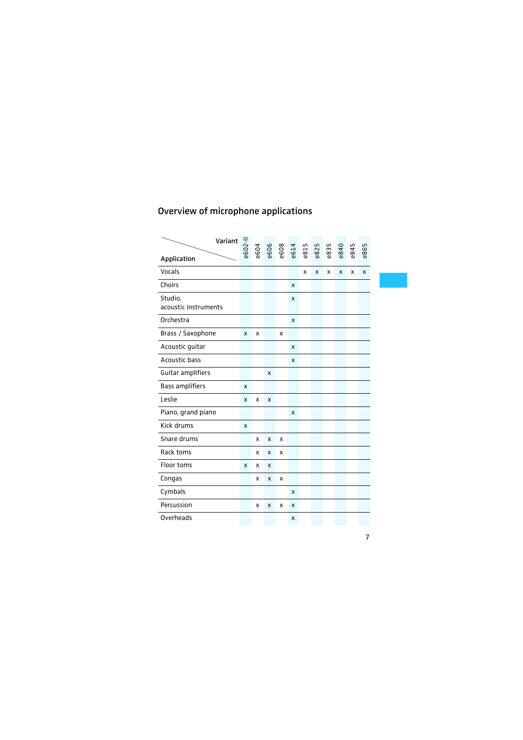## Overview of microphone applications

| Application \ Variant | e602-II | e604 | e606 | e608 | e614 | e815 | e825 | e835 | e840 | e845 | e865 |
|---|---|---|---|---|---|---|---|---|---|---|---|
| Vocals | | | | | | x | x | x | x | x | x |
| Choirs | | | | | x | | | | | | |
| Studio, acoustic instruments | | | | | x | | | | | | |
| Orchestra | | | | | x | | | | | | |
| Brass / Saxophone | x | x | | x | | | | | | | |
| Acoustic guitar | | | | | x | | | | | | |
| Acoustic bass | | | | | x | | | | | | |
| Guitar amplifiers | | | x | | | | | | | | |
| Bass amplifiers | x | | | | | | | | | | |
| Leslie | x | x | x | | | | | | | | |
| Piano, grand piano | | | | | x | | | | | | |
| Kick drums | x | | | | | | | | | | |
| Snare drums | | x | x | x | | | | | | | |
| Rack toms | | x | x | x | | | | | | | |
| Floor toms | x | x | x | | | | | | | | |
| Congas | | x | x | x | | | | | | | |
| Cymbals | | | | | x | | | | | | |
| Percussion | | x | x | x | x | | | | | | |
| Overheads | | | | | x | | | | | | |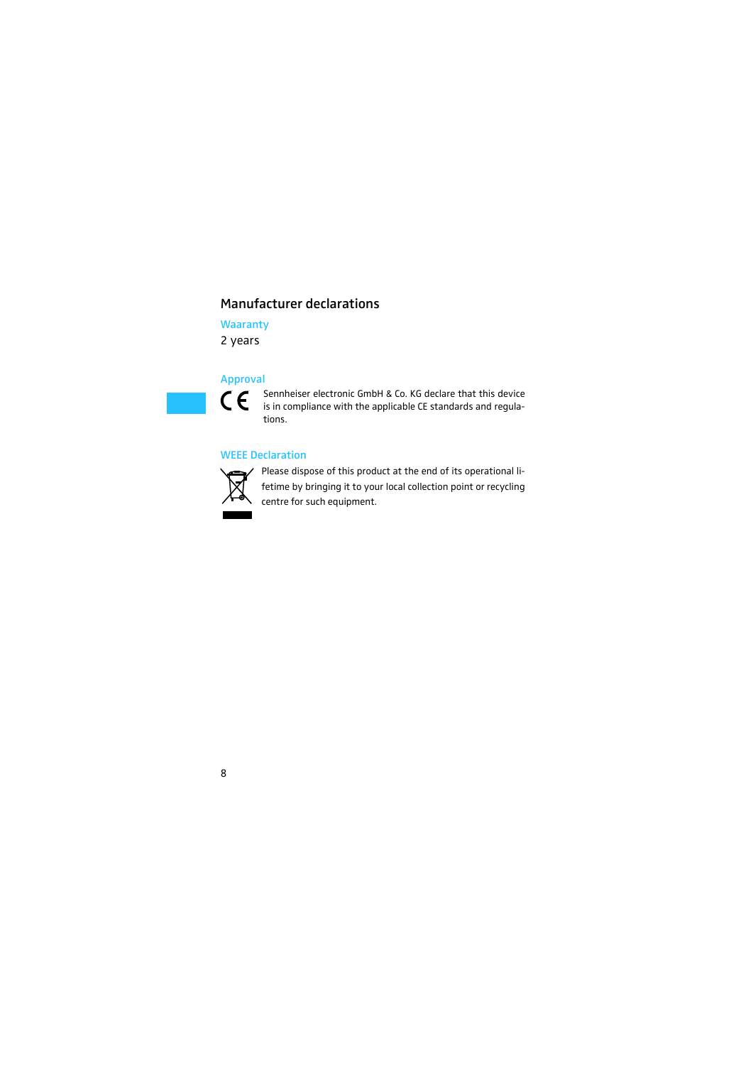## Manufacturer declarations

### Waaranty

2 years

### Approval

Sennheiser electronic GmbH & Co. KG declare that this device is in compliance with the applicable CE standards and regulations.

### WEEE Declaration

Please dispose of this product at the end of its operational lifetime by bringing it to your local collection point or recycling centre for such equipment.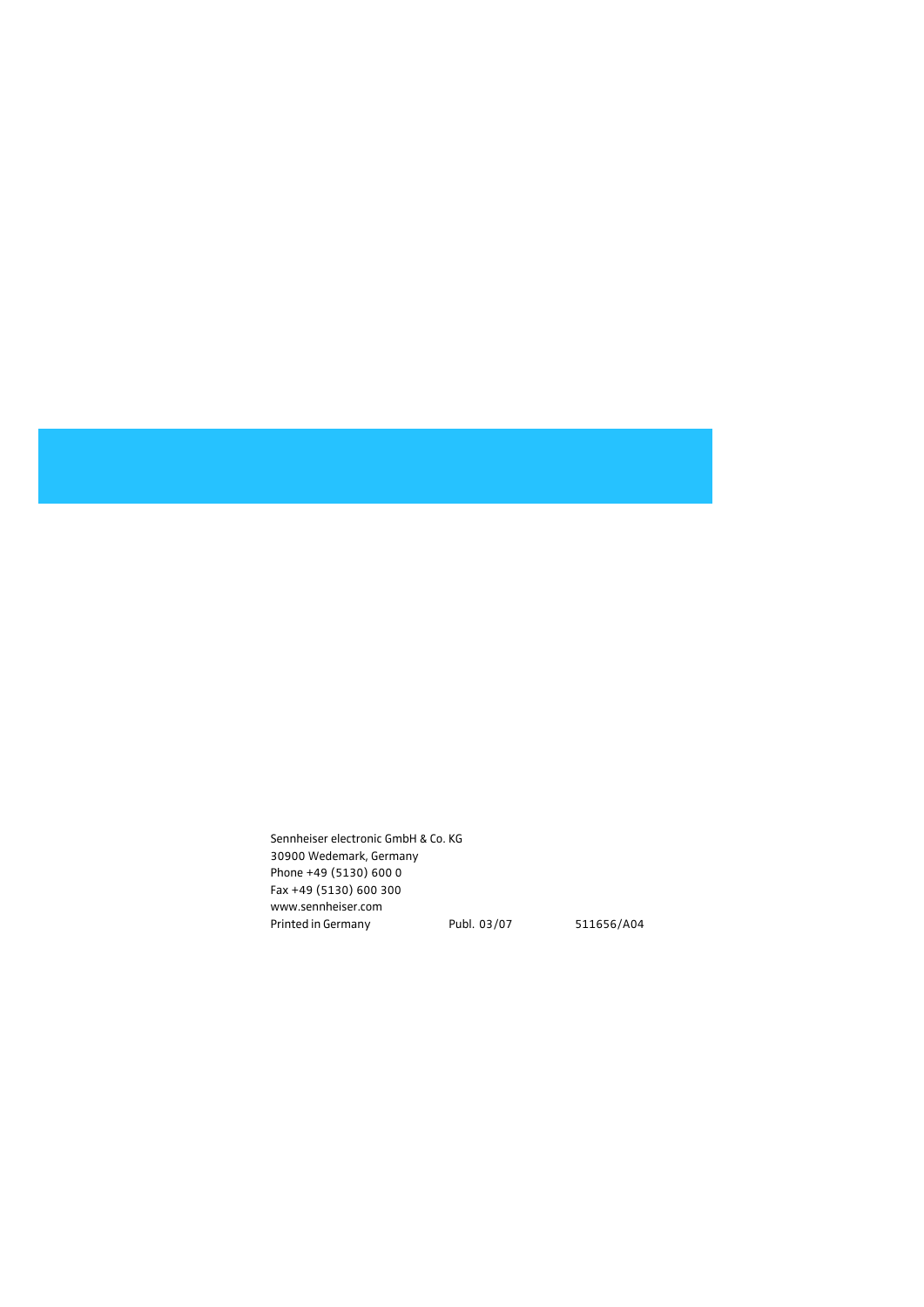Sennheiser electronic GmbH & Co. KG
30900 Wedemark, Germany
Phone +49 (5130) 600 0
Fax +49 (5130) 600 300
www.sennheiser.com
Printed in Germany Publ. 03/07 511656/A04